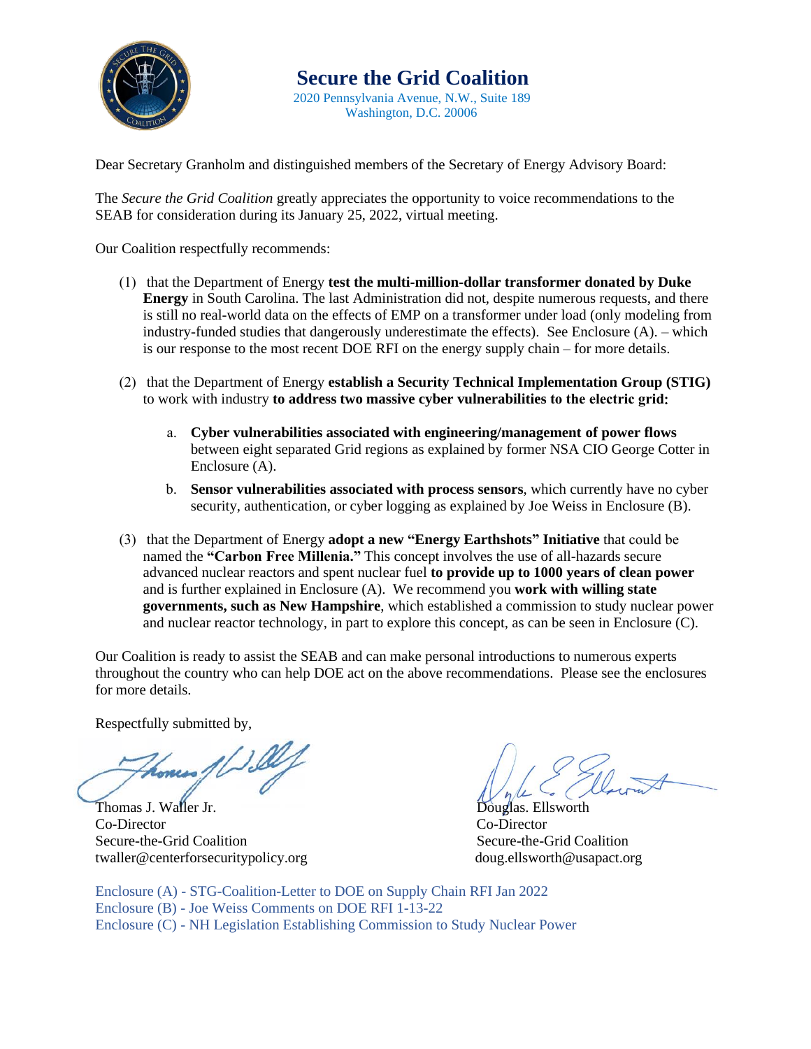# Secure the Grid Coalition

2020 Pennsylvania Avenue, N.W., Suite 189
Washington, D.C. 20006

Dear Secretary Granholm and distinguished members of the Secretary of Energy Advisory Board:

The *Secure the Grid Coalition* greatly appreciates the opportunity to voice recommendations to the SEAB for consideration during its January 25, 2022, virtual meeting.

Our Coalition respectfully recommends:

(1) that the Department of Energy **test the multi-million-dollar transformer donated by Duke Energy** in South Carolina. The last Administration did not, despite numerous requests, and there is still no real-world data on the effects of EMP on a transformer under load (only modeling from industry-funded studies that dangerously underestimate the effects). See Enclosure (A). – which is our response to the most recent DOE RFI on the energy supply chain – for more details.

(2) that the Department of Energy **establish a Security Technical Implementation Group (STIG)** to work with industry **to address two massive cyber vulnerabilities to the electric grid:**

   a. **Cyber vulnerabilities associated with engineering/management of power flows** between eight separated Grid regions as explained by former NSA CIO George Cotter in Enclosure (A).

   b. **Sensor vulnerabilities associated with process sensors**, which currently have no cyber security, authentication, or cyber logging as explained by Joe Weiss in Enclosure (B).

(3) that the Department of Energy **adopt a new "Energy Earthshots" Initiative** that could be named the **"Carbon Free Millenia."** This concept involves the use of all-hazards secure advanced nuclear reactors and spent nuclear fuel **to provide up to 1000 years of clean power** and is further explained in Enclosure (A). We recommend you **work with willing state governments, such as New Hampshire**, which established a commission to study nuclear power and nuclear reactor technology, in part to explore this concept, as can be seen in Enclosure (C).

Our Coalition is ready to assist the SEAB and can make personal introductions to numerous experts throughout the country who can help DOE act on the above recommendations. Please see the enclosures for more details.

Respectfully submitted by,

Thomas J. Waller Jr.
Co-Director
Secure-the-Grid Coalition
twaller@centerforsecuritypolicy.org

Douglas. Ellsworth
Co-Director
Secure-the-Grid Coalition
doug.ellsworth@usapact.org

Enclosure (A) - STG-Coalition-Letter to DOE on Supply Chain RFI Jan 2022
Enclosure (B) - Joe Weiss Comments on DOE RFI 1-13-22
Enclosure (C) - NH Legislation Establishing Commission to Study Nuclear Power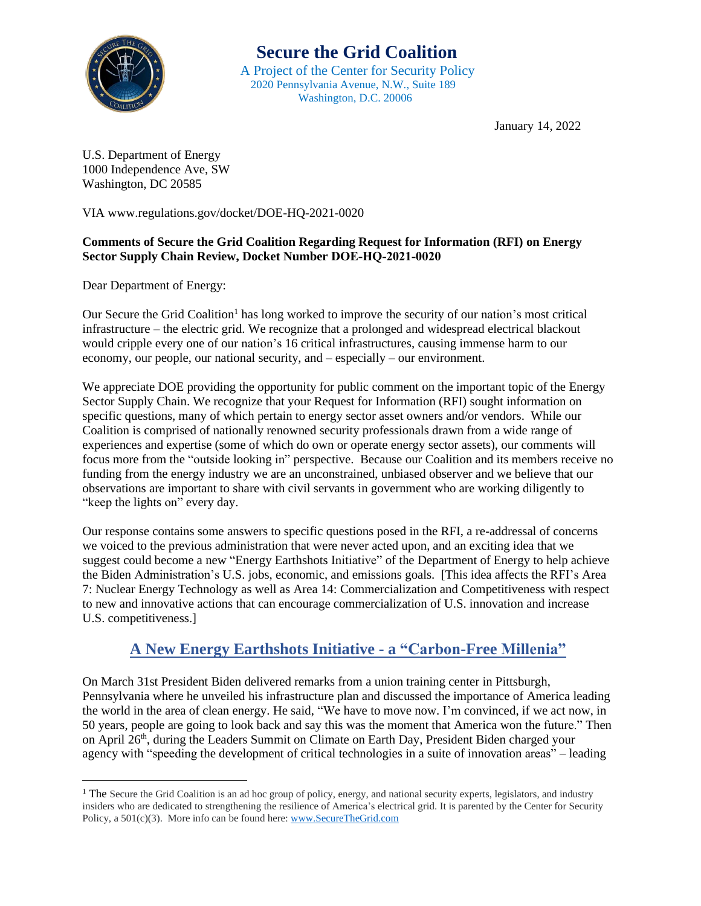# Secure the Grid Coalition

A Project of the Center for Security Policy
2020 Pennsylvania Avenue, N.W., Suite 189
Washington, D.C. 20006

January 14, 2022

U.S. Department of Energy
1000 Independence Ave, SW
Washington, DC 20585

VIA www.regulations.gov/docket/DOE-HQ-2021-0020

**Comments of Secure the Grid Coalition Regarding Request for Information (RFI) on Energy Sector Supply Chain Review, Docket Number DOE-HQ-2021-0020**

Dear Department of Energy:

Our Secure the Grid Coalition[1] has long worked to improve the security of our nation's most critical infrastructure – the electric grid. We recognize that a prolonged and widespread electrical blackout would cripple every one of our nation's 16 critical infrastructures, causing immense harm to our economy, our people, our national security, and – especially – our environment.

We appreciate DOE providing the opportunity for public comment on the important topic of the Energy Sector Supply Chain. We recognize that your Request for Information (RFI) sought information on specific questions, many of which pertain to energy sector asset owners and/or vendors. While our Coalition is comprised of nationally renowned security professionals drawn from a wide range of experiences and expertise (some of which do own or operate energy sector assets), our comments will focus more from the "outside looking in" perspective. Because our Coalition and its members receive no funding from the energy industry we are an unconstrained, unbiased observer and we believe that our observations are important to share with civil servants in government who are working diligently to "keep the lights on" every day.

Our response contains some answers to specific questions posed in the RFI, a re-addressal of concerns we voiced to the previous administration that were never acted upon, and an exciting idea that we suggest could become a new "Energy Earthshots Initiative" of the Department of Energy to help achieve the Biden Administration's U.S. jobs, economic, and emissions goals. [This idea affects the RFI's Area 7: Nuclear Energy Technology as well as Area 14: Commercialization and Competitiveness with respect to new and innovative actions that can encourage commercialization of U.S. innovation and increase U.S. competitiveness.]

## A New Energy Earthshots Initiative - a "Carbon-Free Millenia"

On March 31st President Biden delivered remarks from a union training center in Pittsburgh, Pennsylvania where he unveiled his infrastructure plan and discussed the importance of America leading the world in the area of clean energy. He said, "We have to move now. I'm convinced, if we act now, in 50 years, people are going to look back and say this was the moment that America won the future." Then on April 26th, during the Leaders Summit on Climate on Earth Day, President Biden charged your agency with "speeding the development of critical technologies in a suite of innovation areas" – leading

[1] The Secure the Grid Coalition is an ad hoc group of policy, energy, and national security experts, legislators, and industry insiders who are dedicated to strengthening the resilience of America's electrical grid. It is parented by the Center for Security Policy, a 501(c)(3). More info can be found here: www.SecureTheGrid.com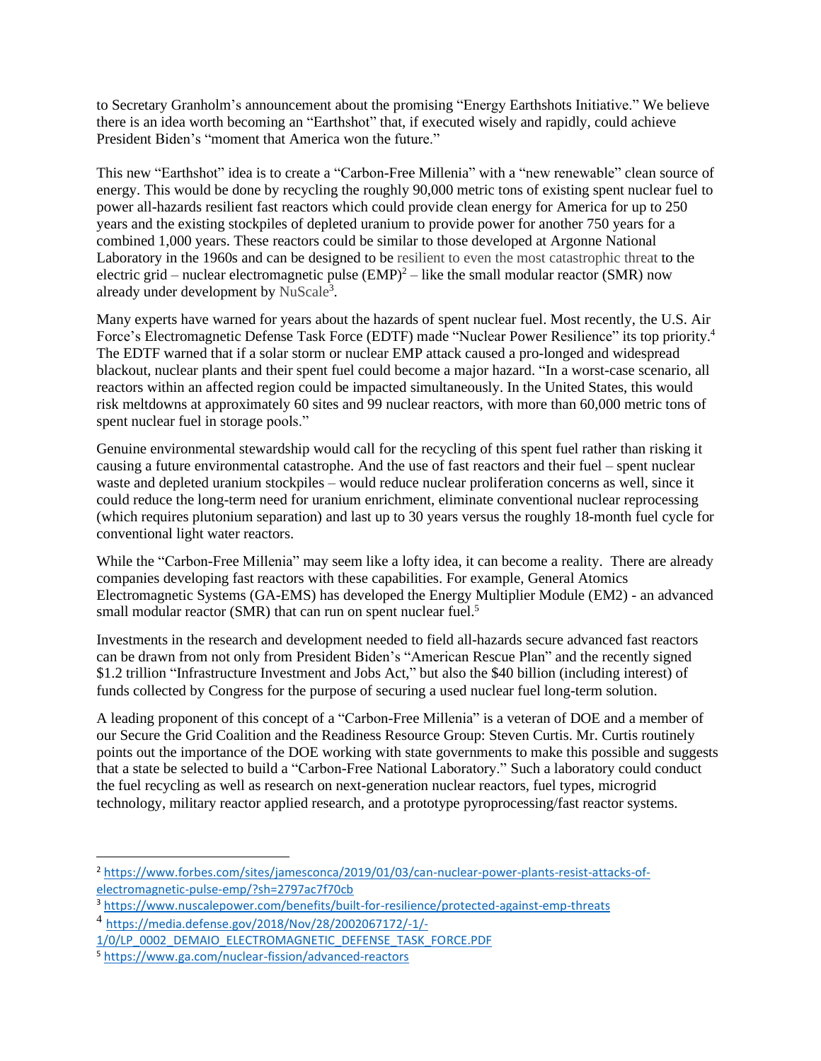to Secretary Granholm's announcement about the promising "Energy Earthshots Initiative." We believe there is an idea worth becoming an "Earthshot" that, if executed wisely and rapidly, could achieve President Biden's "moment that America won the future."

This new "Earthshot" idea is to create a "Carbon-Free Millenia" with a "new renewable" clean source of energy. This would be done by recycling the roughly 90,000 metric tons of existing spent nuclear fuel to power all-hazards resilient fast reactors which could provide clean energy for America for up to 250 years and the existing stockpiles of depleted uranium to provide power for another 750 years for a combined 1,000 years. These reactors could be similar to those developed at Argonne National Laboratory in the 1960s and can be designed to be resilient to even the most catastrophic threat to the electric grid – nuclear electromagnetic pulse (EMP)[2] – like the small modular reactor (SMR) now already under development by NuScale[3].

Many experts have warned for years about the hazards of spent nuclear fuel. Most recently, the U.S. Air Force's Electromagnetic Defense Task Force (EDTF) made "Nuclear Power Resilience" its top priority.[4] The EDTF warned that if a solar storm or nuclear EMP attack caused a pro-longed and widespread blackout, nuclear plants and their spent fuel could become a major hazard. "In a worst-case scenario, all reactors within an affected region could be impacted simultaneously. In the United States, this would risk meltdowns at approximately 60 sites and 99 nuclear reactors, with more than 60,000 metric tons of spent nuclear fuel in storage pools."

Genuine environmental stewardship would call for the recycling of this spent fuel rather than risking it causing a future environmental catastrophe. And the use of fast reactors and their fuel – spent nuclear waste and depleted uranium stockpiles – would reduce nuclear proliferation concerns as well, since it could reduce the long-term need for uranium enrichment, eliminate conventional nuclear reprocessing (which requires plutonium separation) and last up to 30 years versus the roughly 18-month fuel cycle for conventional light water reactors.

While the "Carbon-Free Millenia" may seem like a lofty idea, it can become a reality. There are already companies developing fast reactors with these capabilities. For example, General Atomics Electromagnetic Systems (GA-EMS) has developed the Energy Multiplier Module (EM2) - an advanced small modular reactor (SMR) that can run on spent nuclear fuel.[5]

Investments in the research and development needed to field all-hazards secure advanced fast reactors can be drawn from not only from President Biden's "American Rescue Plan" and the recently signed $1.2 trillion "Infrastructure Investment and Jobs Act," but also the $40 billion (including interest) of funds collected by Congress for the purpose of securing a used nuclear fuel long-term solution.

A leading proponent of this concept of a "Carbon-Free Millenia" is a veteran of DOE and a member of our Secure the Grid Coalition and the Readiness Resource Group: Steven Curtis. Mr. Curtis routinely points out the importance of the DOE working with state governments to make this possible and suggests that a state be selected to build a "Carbon-Free National Laboratory." Such a laboratory could conduct the fuel recycling as well as research on next-generation nuclear reactors, fuel types, microgrid technology, military reactor applied research, and a prototype pyroprocessing/fast reactor systems.

---

[2] https://www.forbes.com/sites/jamesconca/2019/01/03/can-nuclear-power-plants-resist-attacks-of-electromagnetic-pulse-emp/?sh=2797ac7f70cb

[3] https://www.nuscalepower.com/benefits/built-for-resilience/protected-against-emp-threats

[4] https://media.defense.gov/2018/Nov/28/2002067172/-1/-1/0/LP_0002_DEMAIO_ELECTROMAGNETIC_DEFENSE_TASK_FORCE.PDF

[5] https://www.ga.com/nuclear-fission/advanced-reactors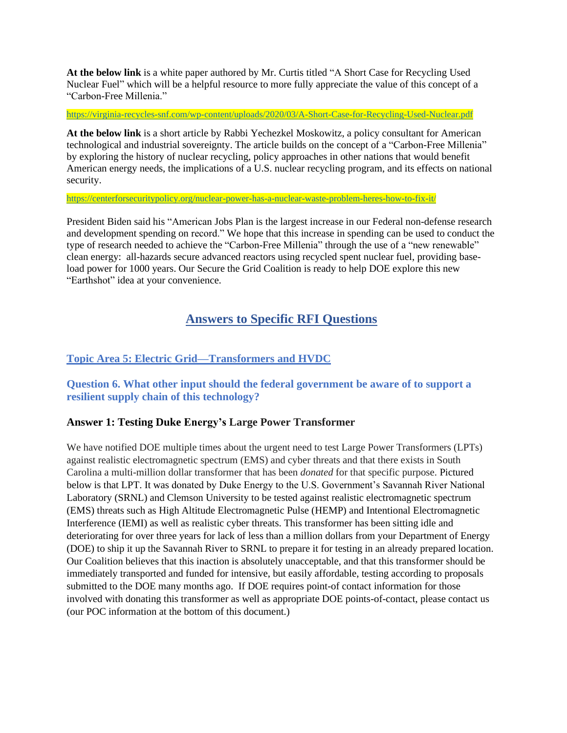**At the below link** is a white paper authored by Mr. Curtis titled "A Short Case for Recycling Used Nuclear Fuel" which will be a helpful resource to more fully appreciate the value of this concept of a "Carbon-Free Millenia."

https://virginia-recycles-snf.com/wp-content/uploads/2020/03/A-Short-Case-for-Recycling-Used-Nuclear.pdf

**At the below link** is a short article by Rabbi Yechezkel Moskowitz, a policy consultant for American technological and industrial sovereignty. The article builds on the concept of a "Carbon-Free Millenia" by exploring the history of nuclear recycling, policy approaches in other nations that would benefit American energy needs, the implications of a U.S. nuclear recycling program, and its effects on national security.

https://centerforsecuritypolicy.org/nuclear-power-has-a-nuclear-waste-problem-heres-how-to-fix-it/

President Biden said his "American Jobs Plan is the largest increase in our Federal non-defense research and development spending on record." We hope that this increase in spending can be used to conduct the type of research needed to achieve the "Carbon-Free Millenia" through the use of a "new renewable" clean energy: all-hazards secure advanced reactors using recycled spent nuclear fuel, providing base-load power for 1000 years. Our Secure the Grid Coalition is ready to help DOE explore this new "Earthshot" idea at your convenience.

## Answers to Specific RFI Questions

### Topic Area 5: Electric Grid—Transformers and HVDC

### Question 6. What other input should the federal government be aware of to support a resilient supply chain of this technology?

#### Answer 1: Testing Duke Energy's Large Power Transformer

We have notified DOE multiple times about the urgent need to test Large Power Transformers (LPTs) against realistic electromagnetic spectrum (EMS) and cyber threats and that there exists in South Carolina a multi-million dollar transformer that has been *donated* for that specific purpose. Pictured below is that LPT. It was donated by Duke Energy to the U.S. Government's Savannah River National Laboratory (SRNL) and Clemson University to be tested against realistic electromagnetic spectrum (EMS) threats such as High Altitude Electromagnetic Pulse (HEMP) and Intentional Electromagnetic Interference (IEMI) as well as realistic cyber threats. This transformer has been sitting idle and deteriorating for over three years for lack of less than a million dollars from your Department of Energy (DOE) to ship it up the Savannah River to SRNL to prepare it for testing in an already prepared location. Our Coalition believes that this inaction is absolutely unacceptable, and that this transformer should be immediately transported and funded for intensive, but easily affordable, testing according to proposals submitted to the DOE many months ago. If DOE requires point-of contact information for those involved with donating this transformer as well as appropriate DOE points-of-contact, please contact us (our POC information at the bottom of this document.)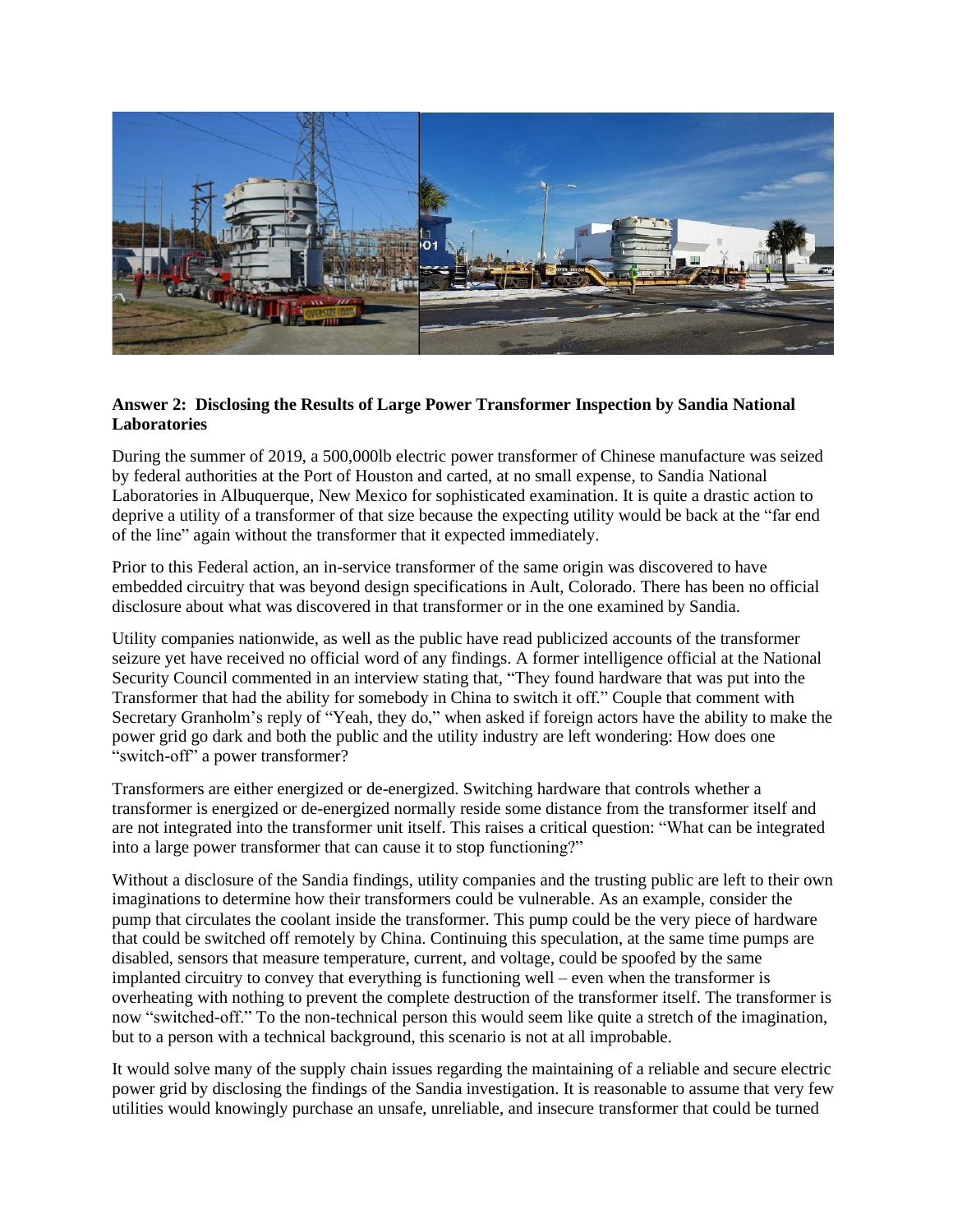**Answer 2: Disclosing the Results of Large Power Transformer Inspection by Sandia National Laboratories**

During the summer of 2019, a 500,000lb electric power transformer of Chinese manufacture was seized by federal authorities at the Port of Houston and carted, at no small expense, to Sandia National Laboratories in Albuquerque, New Mexico for sophisticated examination. It is quite a drastic action to deprive a utility of a transformer of that size because the expecting utility would be back at the "far end of the line" again without the transformer that it expected immediately.

Prior to this Federal action, an in-service transformer of the same origin was discovered to have embedded circuitry that was beyond design specifications in Ault, Colorado. There has been no official disclosure about what was discovered in that transformer or in the one examined by Sandia.

Utility companies nationwide, as well as the public have read publicized accounts of the transformer seizure yet have received no official word of any findings. A former intelligence official at the National Security Council commented in an interview stating that, "They found hardware that was put into the Transformer that had the ability for somebody in China to switch it off." Couple that comment with Secretary Granholm's reply of "Yeah, they do," when asked if foreign actors have the ability to make the power grid go dark and both the public and the utility industry are left wondering: How does one "switch-off" a power transformer?

Transformers are either energized or de-energized. Switching hardware that controls whether a transformer is energized or de-energized normally reside some distance from the transformer itself and are not integrated into the transformer unit itself. This raises a critical question: "What can be integrated into a large power transformer that can cause it to stop functioning?"

Without a disclosure of the Sandia findings, utility companies and the trusting public are left to their own imaginations to determine how their transformers could be vulnerable. As an example, consider the pump that circulates the coolant inside the transformer. This pump could be the very piece of hardware that could be switched off remotely by China. Continuing this speculation, at the same time pumps are disabled, sensors that measure temperature, current, and voltage, could be spoofed by the same implanted circuitry to convey that everything is functioning well – even when the transformer is overheating with nothing to prevent the complete destruction of the transformer itself. The transformer is now "switched-off." To the non-technical person this would seem like quite a stretch of the imagination, but to a person with a technical background, this scenario is not at all improbable.

It would solve many of the supply chain issues regarding the maintaining of a reliable and secure electric power grid by disclosing the findings of the Sandia investigation. It is reasonable to assume that very few utilities would knowingly purchase an unsafe, unreliable, and insecure transformer that could be turned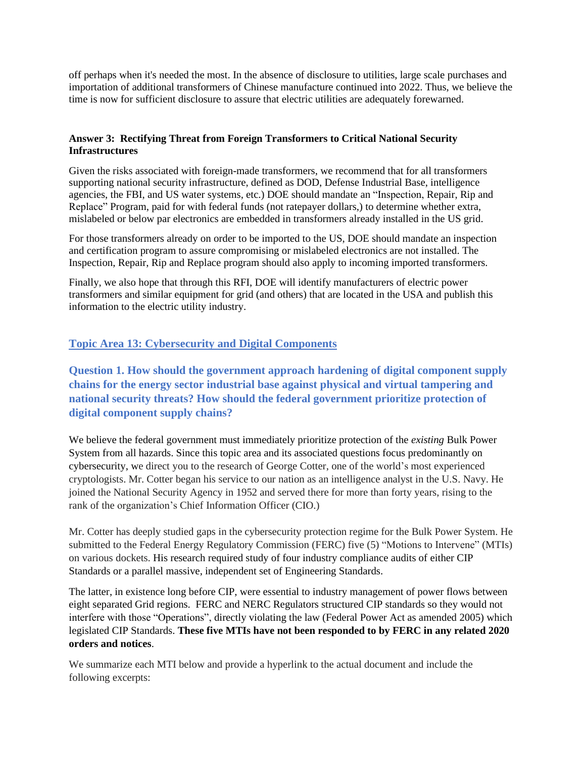off perhaps when it's needed the most. In the absence of disclosure to utilities, large scale purchases and importation of additional transformers of Chinese manufacture continued into 2022. Thus, we believe the time is now for sufficient disclosure to assure that electric utilities are adequately forewarned.

**Answer 3: Rectifying Threat from Foreign Transformers to Critical National Security Infrastructures**

Given the risks associated with foreign-made transformers, we recommend that for all transformers supporting national security infrastructure, defined as DOD, Defense Industrial Base, intelligence agencies, the FBI, and US water systems, etc.) DOE should mandate an "Inspection, Repair, Rip and Replace" Program, paid for with federal funds (not ratepayer dollars,) to determine whether extra, mislabeled or below par electronics are embedded in transformers already installed in the US grid.

For those transformers already on order to be imported to the US, DOE should mandate an inspection and certification program to assure compromising or mislabeled electronics are not installed. The Inspection, Repair, Rip and Replace program should also apply to incoming imported transformers.

Finally, we also hope that through this RFI, DOE will identify manufacturers of electric power transformers and similar equipment for grid (and others) that are located in the USA and publish this information to the electric utility industry.

## Topic Area 13: Cybersecurity and Digital Components

### Question 1. How should the government approach hardening of digital component supply chains for the energy sector industrial base against physical and virtual tampering and national security threats? How should the federal government prioritize protection of digital component supply chains?

We believe the federal government must immediately prioritize protection of the *existing* Bulk Power System from all hazards. Since this topic area and its associated questions focus predominantly on cybersecurity, we direct you to the research of George Cotter, one of the world's most experienced cryptologists. Mr. Cotter began his service to our nation as an intelligence analyst in the U.S. Navy. He joined the National Security Agency in 1952 and served there for more than forty years, rising to the rank of the organization's Chief Information Officer (CIO.)

Mr. Cotter has deeply studied gaps in the cybersecurity protection regime for the Bulk Power System. He submitted to the Federal Energy Regulatory Commission (FERC) five (5) "Motions to Intervene" (MTIs) on various dockets. His research required study of four industry compliance audits of either CIP Standards or a parallel massive, independent set of Engineering Standards.

The latter, in existence long before CIP, were essential to industry management of power flows between eight separated Grid regions. FERC and NERC Regulators structured CIP standards so they would not interfere with those "Operations", directly violating the law (Federal Power Act as amended 2005) which legislated CIP Standards. **These five MTIs have not been responded to by FERC in any related 2020 orders and notices**.

We summarize each MTI below and provide a hyperlink to the actual document and include the following excerpts: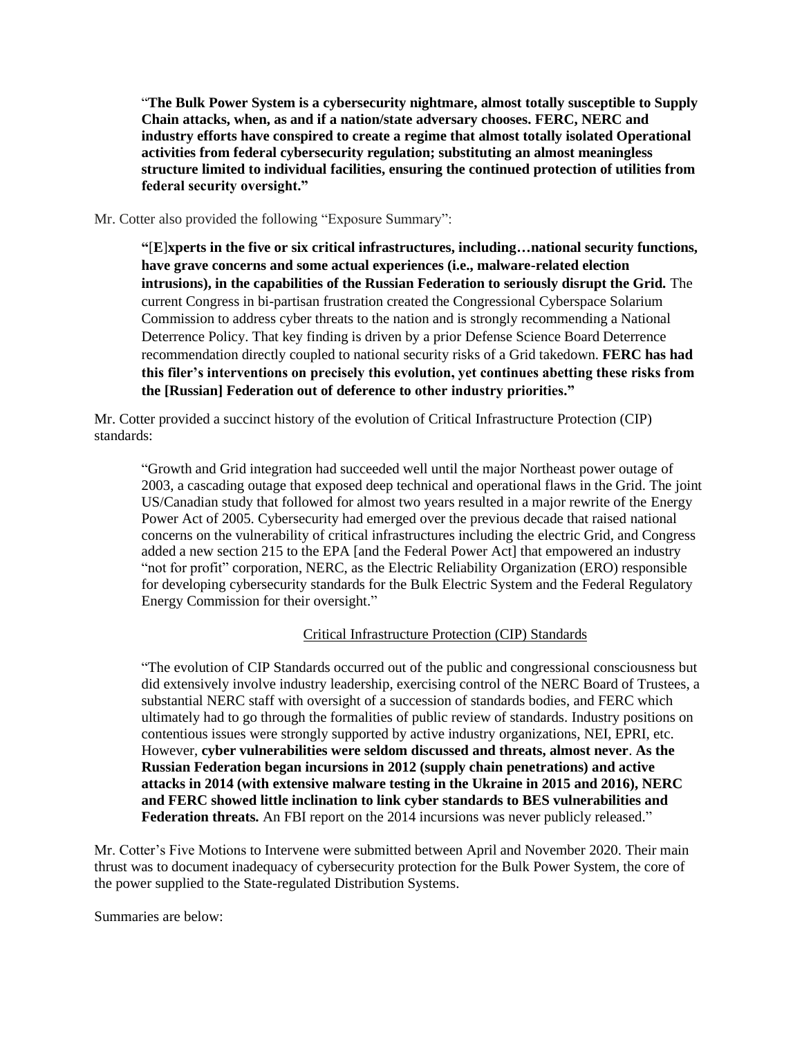> "**The Bulk Power System is a cybersecurity nightmare, almost totally susceptible to Supply Chain attacks, when, as and if a nation/state adversary chooses. FERC, NERC and industry efforts have conspired to create a regime that almost totally isolated Operational activities from federal cybersecurity regulation; substituting an almost meaningless structure limited to individual facilities, ensuring the continued protection of utilities from federal security oversight.**"

Mr. Cotter also provided the following "Exposure Summary":

> **"[E]xperts in the five or six critical infrastructures, including…national security functions, have grave concerns and some actual experiences (i.e., malware-related election intrusions), in the capabilities of the Russian Federation to seriously disrupt the Grid.** The current Congress in bi-partisan frustration created the Congressional Cyberspace Solarium Commission to address cyber threats to the nation and is strongly recommending a National Deterrence Policy. That key finding is driven by a prior Defense Science Board Deterrence recommendation directly coupled to national security risks of a Grid takedown. **FERC has had this filer's interventions on precisely this evolution, yet continues abetting these risks from the [Russian] Federation out of deference to other industry priorities."**

Mr. Cotter provided a succinct history of the evolution of Critical Infrastructure Protection (CIP) standards:

> "Growth and Grid integration had succeeded well until the major Northeast power outage of 2003, a cascading outage that exposed deep technical and operational flaws in the Grid. The joint US/Canadian study that followed for almost two years resulted in a major rewrite of the Energy Power Act of 2005. Cybersecurity had emerged over the previous decade that raised national concerns on the vulnerability of critical infrastructures including the electric Grid, and Congress added a new section 215 to the EPA [and the Federal Power Act] that empowered an industry "not for profit" corporation, NERC, as the Electric Reliability Organization (ERO) responsible for developing cybersecurity standards for the Bulk Electric System and the Federal Regulatory Energy Commission for their oversight."
>
> Critical Infrastructure Protection (CIP) Standards
>
> "The evolution of CIP Standards occurred out of the public and congressional consciousness but did extensively involve industry leadership, exercising control of the NERC Board of Trustees, a substantial NERC staff with oversight of a succession of standards bodies, and FERC which ultimately had to go through the formalities of public review of standards. Industry positions on contentious issues were strongly supported by active industry organizations, NEI, EPRI, etc. However, **cyber vulnerabilities were seldom discussed and threats, almost never**. **As the Russian Federation began incursions in 2012 (supply chain penetrations) and active attacks in 2014 (with extensive malware testing in the Ukraine in 2015 and 2016), NERC and FERC showed little inclination to link cyber standards to BES vulnerabilities and Federation threats.** An FBI report on the 2014 incursions was never publicly released."

Mr. Cotter's Five Motions to Intervene were submitted between April and November 2020. Their main thrust was to document inadequacy of cybersecurity protection for the Bulk Power System, the core of the power supplied to the State-regulated Distribution Systems.

Summaries are below: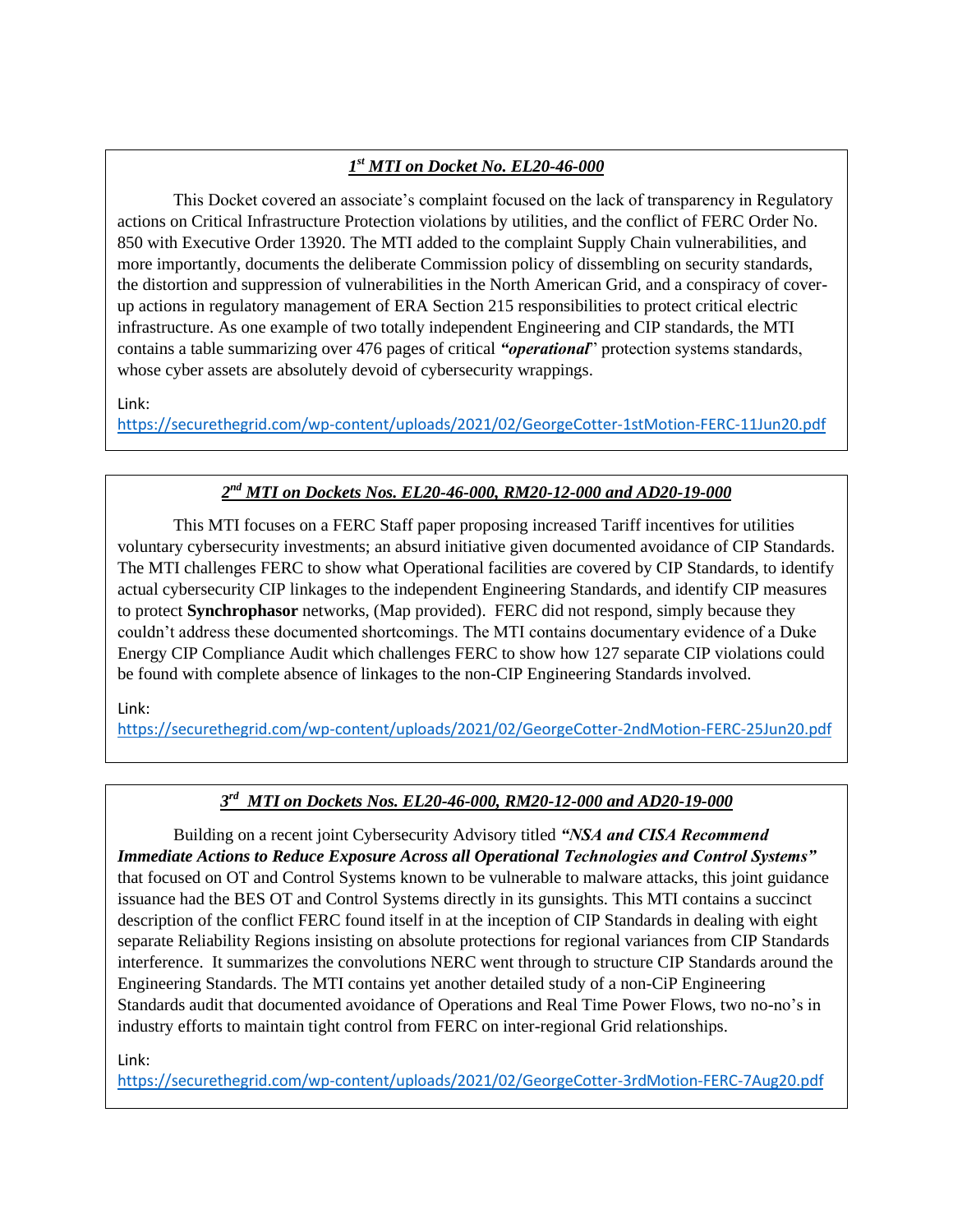### ***1[st] MTI on Docket No. EL20-46-000***

This Docket covered an associate's complaint focused on the lack of transparency in Regulatory actions on Critical Infrastructure Protection violations by utilities, and the conflict of FERC Order No. 850 with Executive Order 13920. The MTI added to the complaint Supply Chain vulnerabilities, and more importantly, documents the deliberate Commission policy of dissembling on security standards, the distortion and suppression of vulnerabilities in the North American Grid, and a conspiracy of cover-up actions in regulatory management of ERA Section 215 responsibilities to protect critical electric infrastructure. As one example of two totally independent Engineering and CIP standards, the MTI contains a table summarizing over 476 pages of critical ***"operational***" protection systems standards, whose cyber assets are absolutely devoid of cybersecurity wrappings.

Link:
https://securethegrid.com/wp-content/uploads/2021/02/GeorgeCotter-1stMotion-FERC-11Jun20.pdf

### ***2[nd] MTI on Dockets Nos. EL20-46-000, RM20-12-000 and AD20-19-000***

This MTI focuses on a FERC Staff paper proposing increased Tariff incentives for utilities voluntary cybersecurity investments; an absurd initiative given documented avoidance of CIP Standards. The MTI challenges FERC to show what Operational facilities are covered by CIP Standards, to identify actual cybersecurity CIP linkages to the independent Engineering Standards, and identify CIP measures to protect **Synchrophasor** networks, (Map provided). FERC did not respond, simply because they couldn't address these documented shortcomings. The MTI contains documentary evidence of a Duke Energy CIP Compliance Audit which challenges FERC to show how 127 separate CIP violations could be found with complete absence of linkages to the non-CIP Engineering Standards involved.

Link:
https://securethegrid.com/wp-content/uploads/2021/02/GeorgeCotter-2ndMotion-FERC-25Jun20.pdf

### ***3[rd] MTI on Dockets Nos. EL20-46-000, RM20-12-000 and AD20-19-000***

Building on a recent joint Cybersecurity Advisory titled ***"NSA and CISA Recommend Immediate Actions to Reduce Exposure Across all Operational Technologies and Control Systems"*** that focused on OT and Control Systems known to be vulnerable to malware attacks, this joint guidance issuance had the BES OT and Control Systems directly in its gunsights. This MTI contains a succinct description of the conflict FERC found itself in at the inception of CIP Standards in dealing with eight separate Reliability Regions insisting on absolute protections for regional variances from CIP Standards interference. It summarizes the convolutions NERC went through to structure CIP Standards around the Engineering Standards. The MTI contains yet another detailed study of a non-CiP Engineering Standards audit that documented avoidance of Operations and Real Time Power Flows, two no-no's in industry efforts to maintain tight control from FERC on inter-regional Grid relationships.

Link:
https://securethegrid.com/wp-content/uploads/2021/02/GeorgeCotter-3rdMotion-FERC-7Aug20.pdf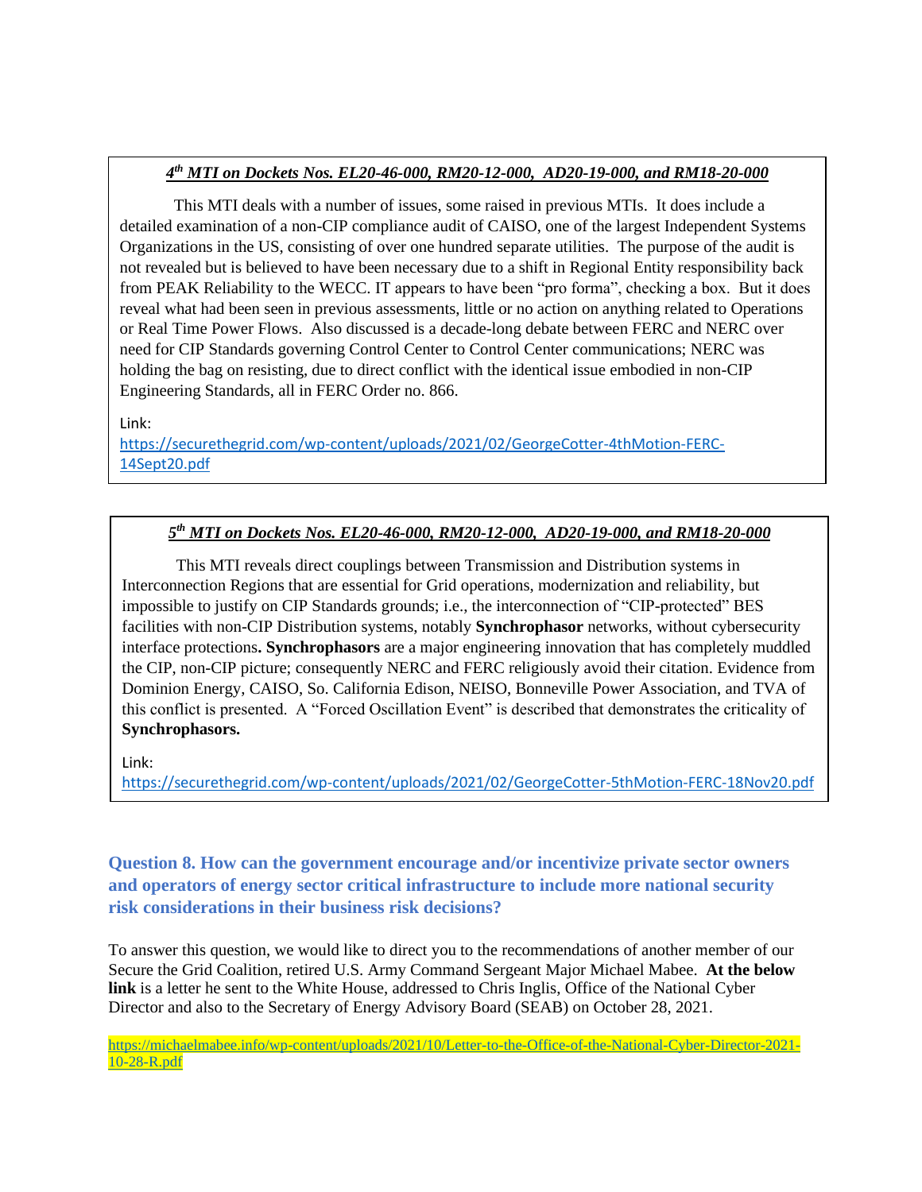***4[th] MTI on Dockets Nos. EL20-46-000, RM20-12-000, AD20-19-000, and RM18-20-000***

This MTI deals with a number of issues, some raised in previous MTIs. It does include a detailed examination of a non-CIP compliance audit of CAISO, one of the largest Independent Systems Organizations in the US, consisting of over one hundred separate utilities. The purpose of the audit is not revealed but is believed to have been necessary due to a shift in Regional Entity responsibility back from PEAK Reliability to the WECC. IT appears to have been "pro forma", checking a box. But it does reveal what had been seen in previous assessments, little or no action on anything related to Operations or Real Time Power Flows. Also discussed is a decade-long debate between FERC and NERC over need for CIP Standards governing Control Center to Control Center communications; NERC was holding the bag on resisting, due to direct conflict with the identical issue embodied in non-CIP Engineering Standards, all in FERC Order no. 866.

Link:
https://securethegrid.com/wp-content/uploads/2021/02/GeorgeCotter-4thMotion-FERC-14Sept20.pdf

***5[th] MTI on Dockets Nos. EL20-46-000, RM20-12-000, AD20-19-000, and RM18-20-000***

This MTI reveals direct couplings between Transmission and Distribution systems in Interconnection Regions that are essential for Grid operations, modernization and reliability, but impossible to justify on CIP Standards grounds; i.e., the interconnection of "CIP-protected" BES facilities with non-CIP Distribution systems, notably **Synchrophasor** networks, without cybersecurity interface protections**. Synchrophasors** are a major engineering innovation that has completely muddled the CIP, non-CIP picture; consequently NERC and FERC religiously avoid their citation. Evidence from Dominion Energy, CAISO, So. California Edison, NEISO, Bonneville Power Association, and TVA of this conflict is presented. A "Forced Oscillation Event" is described that demonstrates the criticality of **Synchrophasors.**

Link:
https://securethegrid.com/wp-content/uploads/2021/02/GeorgeCotter-5thMotion-FERC-18Nov20.pdf

### Question 8. How can the government encourage and/or incentivize private sector owners and operators of energy sector critical infrastructure to include more national security risk considerations in their business risk decisions?

To answer this question, we would like to direct you to the recommendations of another member of our Secure the Grid Coalition, retired U.S. Army Command Sergeant Major Michael Mabee. **At the below link** is a letter he sent to the White House, addressed to Chris Inglis, Office of the National Cyber Director and also to the Secretary of Energy Advisory Board (SEAB) on October 28, 2021.

https://michaelmabee.info/wp-content/uploads/2021/10/Letter-to-the-Office-of-the-National-Cyber-Director-2021-10-28-R.pdf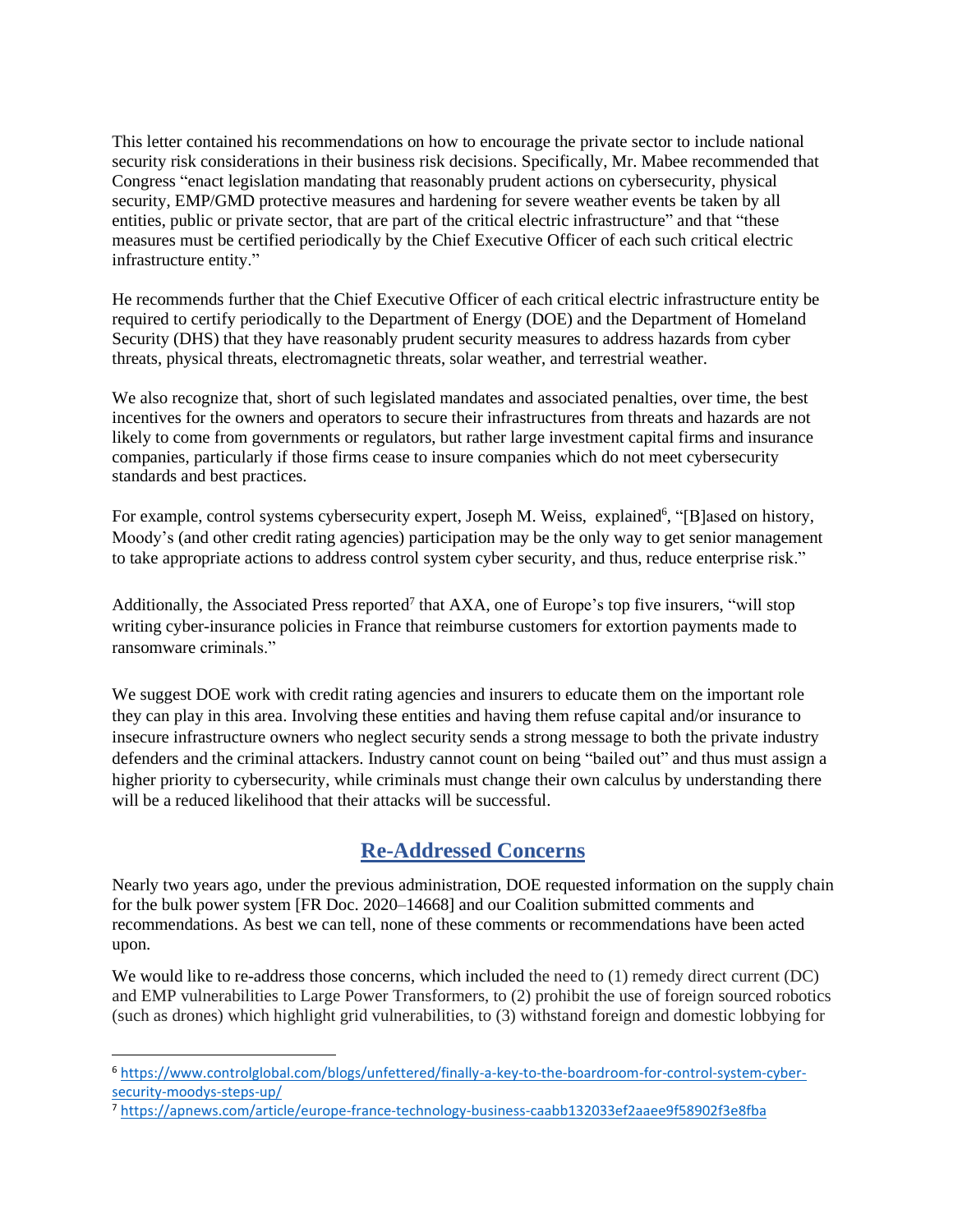This letter contained his recommendations on how to encourage the private sector to include national security risk considerations in their business risk decisions. Specifically, Mr. Mabee recommended that Congress "enact legislation mandating that reasonably prudent actions on cybersecurity, physical security, EMP/GMD protective measures and hardening for severe weather events be taken by all entities, public or private sector, that are part of the critical electric infrastructure" and that "these measures must be certified periodically by the Chief Executive Officer of each such critical electric infrastructure entity."

He recommends further that the Chief Executive Officer of each critical electric infrastructure entity be required to certify periodically to the Department of Energy (DOE) and the Department of Homeland Security (DHS) that they have reasonably prudent security measures to address hazards from cyber threats, physical threats, electromagnetic threats, solar weather, and terrestrial weather.

We also recognize that, short of such legislated mandates and associated penalties, over time, the best incentives for the owners and operators to secure their infrastructures from threats and hazards are not likely to come from governments or regulators, but rather large investment capital firms and insurance companies, particularly if those firms cease to insure companies which do not meet cybersecurity standards and best practices.

For example, control systems cybersecurity expert, Joseph M. Weiss, explained[6], "[B]ased on history, Moody's (and other credit rating agencies) participation may be the only way to get senior management to take appropriate actions to address control system cyber security, and thus, reduce enterprise risk."

Additionally, the Associated Press reported[7] that AXA, one of Europe's top five insurers, "will stop writing cyber-insurance policies in France that reimburse customers for extortion payments made to ransomware criminals."

We suggest DOE work with credit rating agencies and insurers to educate them on the important role they can play in this area. Involving these entities and having them refuse capital and/or insurance to insecure infrastructure owners who neglect security sends a strong message to both the private industry defenders and the criminal attackers. Industry cannot count on being "bailed out" and thus must assign a higher priority to cybersecurity, while criminals must change their own calculus by understanding there will be a reduced likelihood that their attacks will be successful.

## Re-Addressed Concerns

Nearly two years ago, under the previous administration, DOE requested information on the supply chain for the bulk power system [FR Doc. 2020–14668] and our Coalition submitted comments and recommendations. As best we can tell, none of these comments or recommendations have been acted upon.

We would like to re-address those concerns, which included the need to (1) remedy direct current (DC) and EMP vulnerabilities to Large Power Transformers, to (2) prohibit the use of foreign sourced robotics (such as drones) which highlight grid vulnerabilities, to (3) withstand foreign and domestic lobbying for

---

[6] https://www.controlglobal.com/blogs/unfettered/finally-a-key-to-the-boardroom-for-control-system-cyber-security-moodys-steps-up/

[7] https://apnews.com/article/europe-france-technology-business-caabb132033ef2aaee9f58902f3e8fba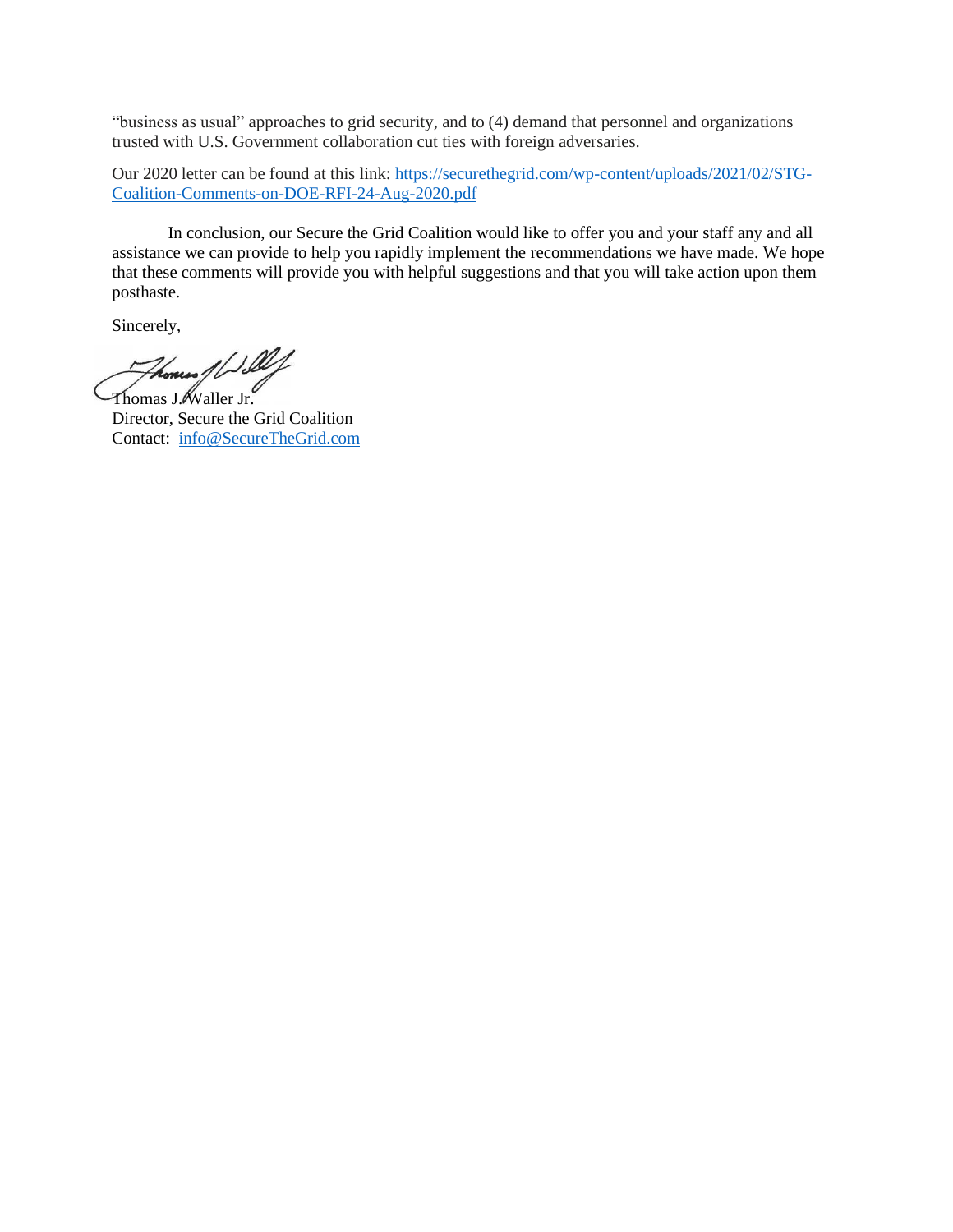"business as usual" approaches to grid security, and to (4) demand that personnel and organizations trusted with U.S. Government collaboration cut ties with foreign adversaries.

Our 2020 letter can be found at this link: [https://securethegrid.com/wp-content/uploads/2021/02/STG-Coalition-Comments-on-DOE-RFI-24-Aug-2020.pdf](https://securethegrid.com/wp-content/uploads/2021/02/STG-Coalition-Comments-on-DOE-RFI-24-Aug-2020.pdf)

In conclusion, our Secure the Grid Coalition would like to offer you and your staff any and all assistance we can provide to help you rapidly implement the recommendations we have made. We hope that these comments will provide you with helpful suggestions and that you will take action upon them posthaste.

Sincerely,

Thomas J. Waller Jr.
Director, Secure the Grid Coalition
Contact: [info@SecureTheGrid.com](mailto:info@SecureTheGrid.com)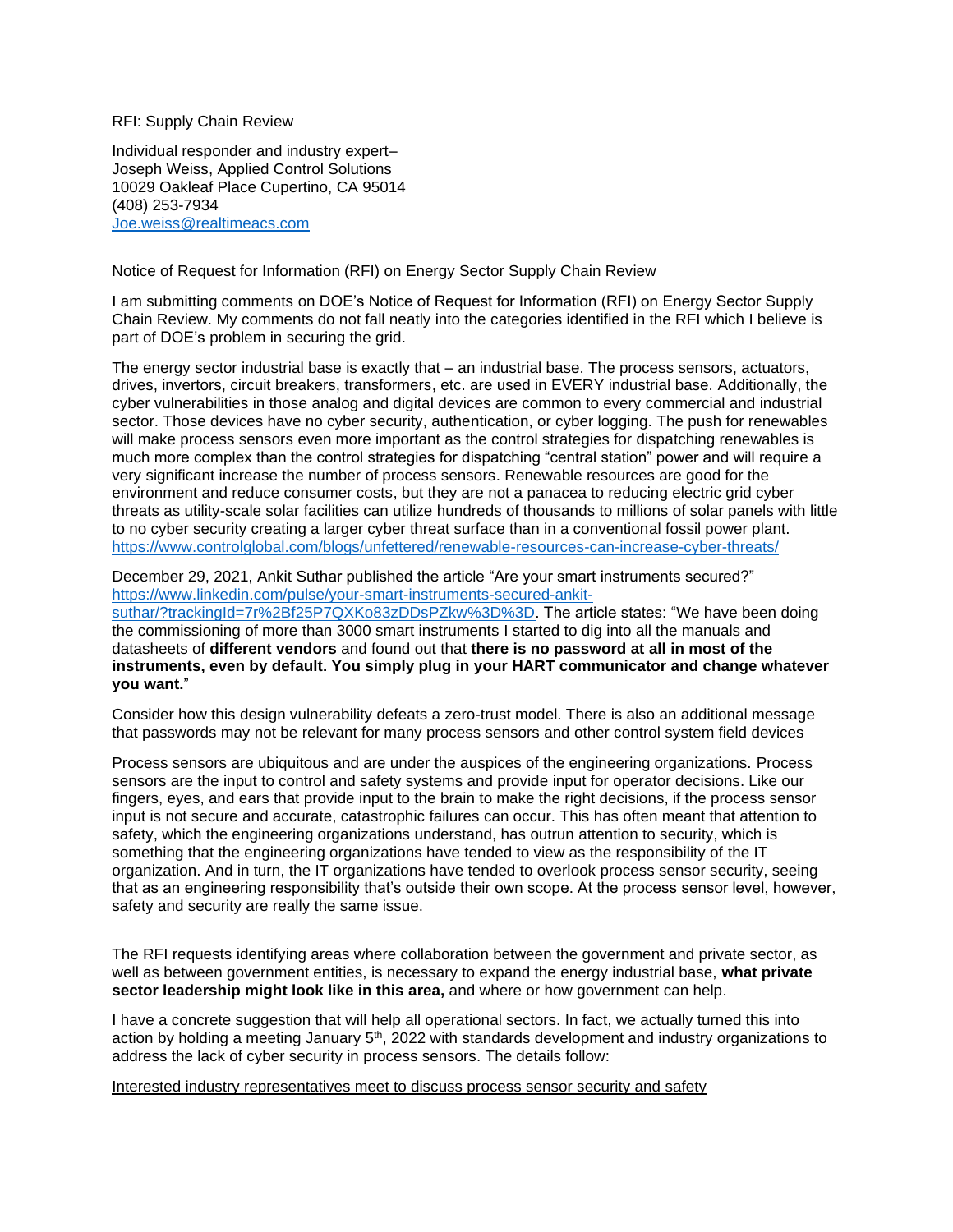RFI: Supply Chain Review

Individual responder and industry expert–
Joseph Weiss, Applied Control Solutions
10029 Oakleaf Place Cupertino, CA 95014
(408) 253-7934
Joe.weiss@realtimeacs.com

Notice of Request for Information (RFI) on Energy Sector Supply Chain Review

I am submitting comments on DOE's Notice of Request for Information (RFI) on Energy Sector Supply Chain Review. My comments do not fall neatly into the categories identified in the RFI which I believe is part of DOE's problem in securing the grid.

The energy sector industrial base is exactly that – an industrial base. The process sensors, actuators, drives, invertors, circuit breakers, transformers, etc. are used in EVERY industrial base. Additionally, the cyber vulnerabilities in those analog and digital devices are common to every commercial and industrial sector. Those devices have no cyber security, authentication, or cyber logging. The push for renewables will make process sensors even more important as the control strategies for dispatching renewables is much more complex than the control strategies for dispatching "central station" power and will require a very significant increase the number of process sensors. Renewable resources are good for the environment and reduce consumer costs, but they are not a panacea to reducing electric grid cyber threats as utility-scale solar facilities can utilize hundreds of thousands to millions of solar panels with little to no cyber security creating a larger cyber threat surface than in a conventional fossil power plant. https://www.controlglobal.com/blogs/unfettered/renewable-resources-can-increase-cyber-threats/

December 29, 2021, Ankit Suthar published the article "Are your smart instruments secured?" https://www.linkedin.com/pulse/your-smart-instruments-secured-ankit-suthar/?trackingId=7r%2Bf25P7QXKo83zDDsPZkw%3D%3D. The article states: "We have been doing the commissioning of more than 3000 smart instruments I started to dig into all the manuals and datasheets of **different vendors** and found out that **there is no password at all in most of the instruments, even by default. You simply plug in your HART communicator and change whatever you want.**"

Consider how this design vulnerability defeats a zero-trust model. There is also an additional message that passwords may not be relevant for many process sensors and other control system field devices

Process sensors are ubiquitous and are under the auspices of the engineering organizations. Process sensors are the input to control and safety systems and provide input for operator decisions. Like our fingers, eyes, and ears that provide input to the brain to make the right decisions, if the process sensor input is not secure and accurate, catastrophic failures can occur. This has often meant that attention to safety, which the engineering organizations understand, has outrun attention to security, which is something that the engineering organizations have tended to view as the responsibility of the IT organization. And in turn, the IT organizations have tended to overlook process sensor security, seeing that as an engineering responsibility that's outside their own scope. At the process sensor level, however, safety and security are really the same issue.

The RFI requests identifying areas where collaboration between the government and private sector, as well as between government entities, is necessary to expand the energy industrial base, **what private sector leadership might look like in this area,** and where or how government can help.

I have a concrete suggestion that will help all operational sectors. In fact, we actually turned this into action by holding a meeting January 5th, 2022 with standards development and industry organizations to address the lack of cyber security in process sensors. The details follow:

Interested industry representatives meet to discuss process sensor security and safety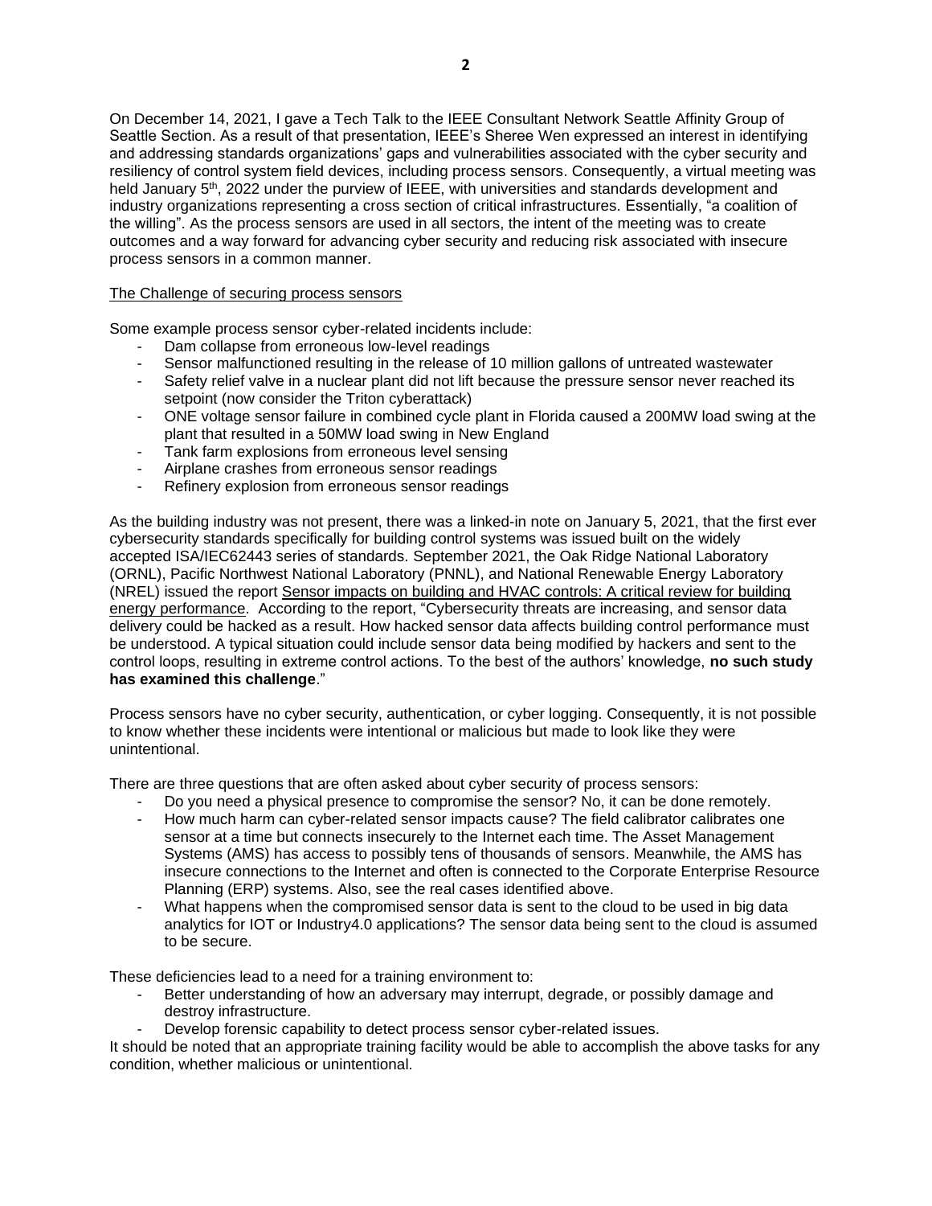On December 14, 2021, I gave a Tech Talk to the IEEE Consultant Network Seattle Affinity Group of Seattle Section. As a result of that presentation, IEEE's Sheree Wen expressed an interest in identifying and addressing standards organizations' gaps and vulnerabilities associated with the cyber security and resiliency of control system field devices, including process sensors. Consequently, a virtual meeting was held January 5th, 2022 under the purview of IEEE, with universities and standards development and industry organizations representing a cross section of critical infrastructures. Essentially, "a coalition of the willing". As the process sensors are used in all sectors, the intent of the meeting was to create outcomes and a way forward for advancing cyber security and reducing risk associated with insecure process sensors in a common manner.

The Challenge of securing process sensors

Some example process sensor cyber-related incidents include:

- Dam collapse from erroneous low-level readings
- Sensor malfunctioned resulting in the release of 10 million gallons of untreated wastewater
- Safety relief valve in a nuclear plant did not lift because the pressure sensor never reached its setpoint (now consider the Triton cyberattack)
- ONE voltage sensor failure in combined cycle plant in Florida caused a 200MW load swing at the plant that resulted in a 50MW load swing in New England
- Tank farm explosions from erroneous level sensing
- Airplane crashes from erroneous sensor readings
- Refinery explosion from erroneous sensor readings

As the building industry was not present, there was a linked-in note on January 5, 2021, that the first ever cybersecurity standards specifically for building control systems was issued built on the widely accepted ISA/IEC62443 series of standards. September 2021, the Oak Ridge National Laboratory (ORNL), Pacific Northwest National Laboratory (PNNL), and National Renewable Energy Laboratory (NREL) issued the report Sensor impacts on building and HVAC controls: A critical review for building energy performance. According to the report, "Cybersecurity threats are increasing, and sensor data delivery could be hacked as a result. How hacked sensor data affects building control performance must be understood. A typical situation could include sensor data being modified by hackers and sent to the control loops, resulting in extreme control actions. To the best of the authors' knowledge, **no such study has examined this challenge**."

Process sensors have no cyber security, authentication, or cyber logging. Consequently, it is not possible to know whether these incidents were intentional or malicious but made to look like they were unintentional.

There are three questions that are often asked about cyber security of process sensors:

- Do you need a physical presence to compromise the sensor? No, it can be done remotely.
- How much harm can cyber-related sensor impacts cause? The field calibrator calibrates one sensor at a time but connects insecurely to the Internet each time. The Asset Management Systems (AMS) has access to possibly tens of thousands of sensors. Meanwhile, the AMS has insecure connections to the Internet and often is connected to the Corporate Enterprise Resource Planning (ERP) systems. Also, see the real cases identified above.
- What happens when the compromised sensor data is sent to the cloud to be used in big data analytics for IOT or Industry4.0 applications? The sensor data being sent to the cloud is assumed to be secure.

These deficiencies lead to a need for a training environment to:

- Better understanding of how an adversary may interrupt, degrade, or possibly damage and destroy infrastructure.
- Develop forensic capability to detect process sensor cyber-related issues.

It should be noted that an appropriate training facility would be able to accomplish the above tasks for any condition, whether malicious or unintentional.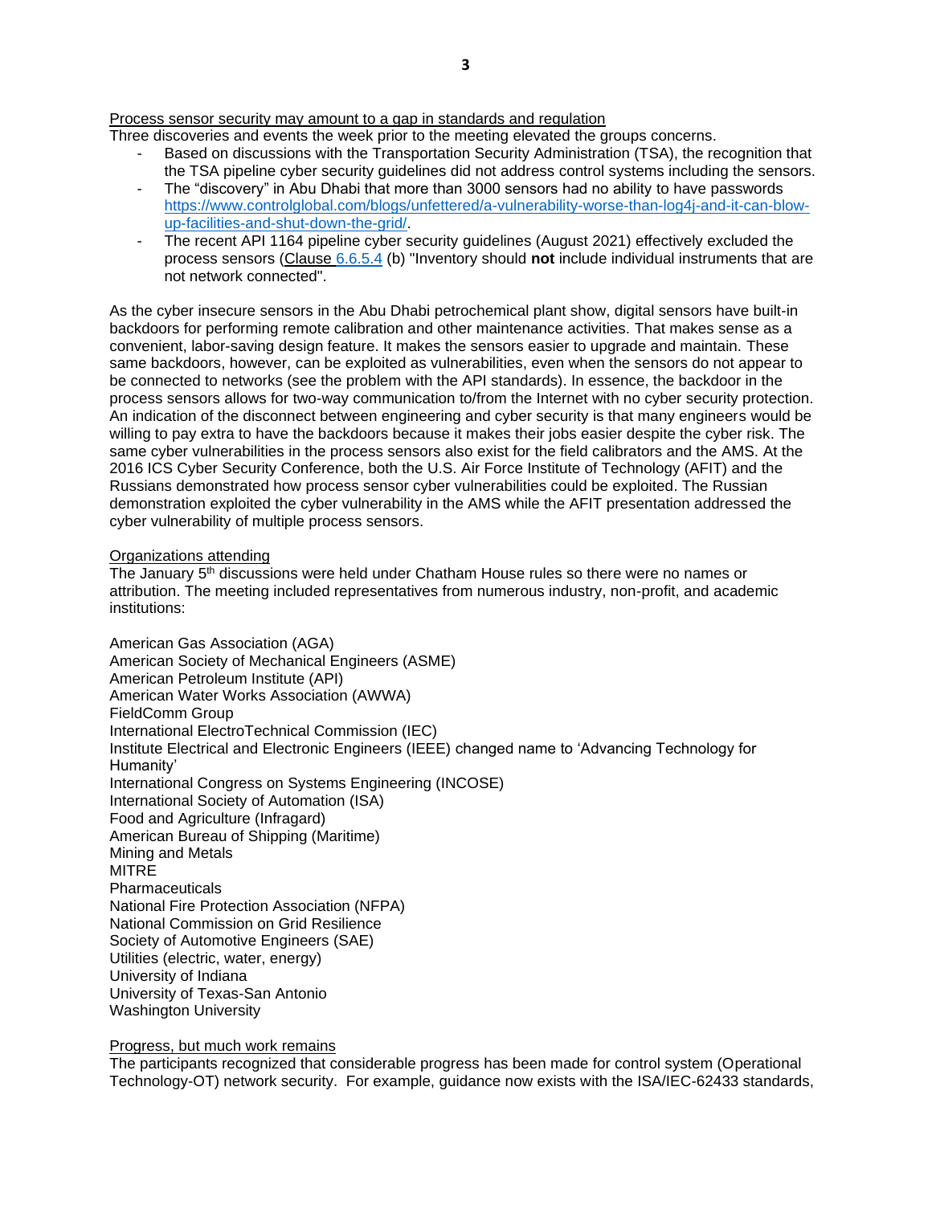Process sensor security may amount to a gap in standards and regulation

Three discoveries and events the week prior to the meeting elevated the groups concerns.

- Based on discussions with the Transportation Security Administration (TSA), the recognition that the TSA pipeline cyber security guidelines did not address control systems including the sensors.
- The "discovery" in Abu Dhabi that more than 3000 sensors had no ability to have passwords https://www.controlglobal.com/blogs/unfettered/a-vulnerability-worse-than-log4j-and-it-can-blow-up-facilities-and-shut-down-the-grid/.
- The recent API 1164 pipeline cyber security guidelines (August 2021) effectively excluded the process sensors (Clause 6.6.5.4 (b) "Inventory should **not** include individual instruments that are not network connected".

As the cyber insecure sensors in the Abu Dhabi petrochemical plant show, digital sensors have built-in backdoors for performing remote calibration and other maintenance activities. That makes sense as a convenient, labor-saving design feature. It makes the sensors easier to upgrade and maintain. These same backdoors, however, can be exploited as vulnerabilities, even when the sensors do not appear to be connected to networks (see the problem with the API standards). In essence, the backdoor in the process sensors allows for two-way communication to/from the Internet with no cyber security protection. An indication of the disconnect between engineering and cyber security is that many engineers would be willing to pay extra to have the backdoors because it makes their jobs easier despite the cyber risk. The same cyber vulnerabilities in the process sensors also exist for the field calibrators and the AMS. At the 2016 ICS Cyber Security Conference, both the U.S. Air Force Institute of Technology (AFIT) and the Russians demonstrated how process sensor cyber vulnerabilities could be exploited. The Russian demonstration exploited the cyber vulnerability in the AMS while the AFIT presentation addressed the cyber vulnerability of multiple process sensors.

Organizations attending

The January 5th discussions were held under Chatham House rules so there were no names or attribution. The meeting included representatives from numerous industry, non-profit, and academic institutions:

American Gas Association (AGA)
American Society of Mechanical Engineers (ASME)
American Petroleum Institute (API)
American Water Works Association (AWWA)
FieldComm Group
International ElectroTechnical Commission (IEC)
Institute Electrical and Electronic Engineers (IEEE) changed name to 'Advancing Technology for Humanity'
International Congress on Systems Engineering (INCOSE)
International Society of Automation (ISA)
Food and Agriculture (Infragard)
American Bureau of Shipping (Maritime)
Mining and Metals
MITRE
Pharmaceuticals
National Fire Protection Association (NFPA)
National Commission on Grid Resilience
Society of Automotive Engineers (SAE)
Utilities (electric, water, energy)
University of Indiana
University of Texas-San Antonio
Washington University

Progress, but much work remains

The participants recognized that considerable progress has been made for control system (Operational Technology-OT) network security. For example, guidance now exists with the ISA/IEC-62433 standards,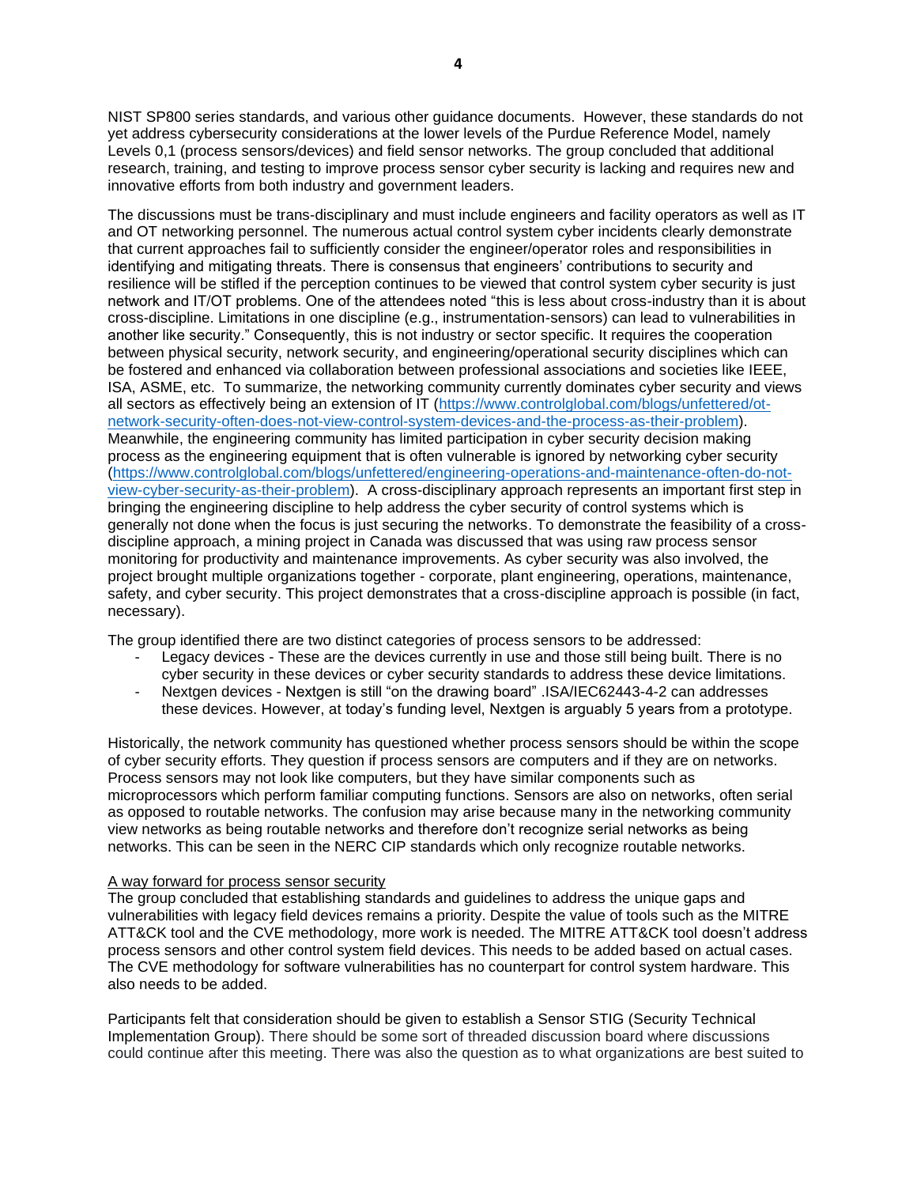NIST SP800 series standards, and various other guidance documents. However, these standards do not yet address cybersecurity considerations at the lower levels of the Purdue Reference Model, namely Levels 0,1 (process sensors/devices) and field sensor networks. The group concluded that additional research, training, and testing to improve process sensor cyber security is lacking and requires new and innovative efforts from both industry and government leaders.

The discussions must be trans-disciplinary and must include engineers and facility operators as well as IT and OT networking personnel. The numerous actual control system cyber incidents clearly demonstrate that current approaches fail to sufficiently consider the engineer/operator roles and responsibilities in identifying and mitigating threats. There is consensus that engineers' contributions to security and resilience will be stifled if the perception continues to be viewed that control system cyber security is just network and IT/OT problems. One of the attendees noted "this is less about cross-industry than it is about cross-discipline. Limitations in one discipline (e.g., instrumentation-sensors) can lead to vulnerabilities in another like security." Consequently, this is not industry or sector specific. It requires the cooperation between physical security, network security, and engineering/operational security disciplines which can be fostered and enhanced via collaboration between professional associations and societies like IEEE, ISA, ASME, etc. To summarize, the networking community currently dominates cyber security and views all sectors as effectively being an extension of IT (https://www.controlglobal.com/blogs/unfettered/ot-network-security-often-does-not-view-control-system-devices-and-the-process-as-their-problem). Meanwhile, the engineering community has limited participation in cyber security decision making process as the engineering equipment that is often vulnerable is ignored by networking cyber security (https://www.controlglobal.com/blogs/unfettered/engineering-operations-and-maintenance-often-do-not-view-cyber-security-as-their-problem). A cross-disciplinary approach represents an important first step in bringing the engineering discipline to help address the cyber security of control systems which is generally not done when the focus is just securing the networks. To demonstrate the feasibility of a cross-discipline approach, a mining project in Canada was discussed that was using raw process sensor monitoring for productivity and maintenance improvements. As cyber security was also involved, the project brought multiple organizations together - corporate, plant engineering, operations, maintenance, safety, and cyber security. This project demonstrates that a cross-discipline approach is possible (in fact, necessary).

The group identified there are two distinct categories of process sensors to be addressed:

- Legacy devices - These are the devices currently in use and those still being built. There is no cyber security in these devices or cyber security standards to address these device limitations.
- Nextgen devices - Nextgen is still "on the drawing board" .ISA/IEC62443-4-2 can addresses these devices. However, at today's funding level, Nextgen is arguably 5 years from a prototype.

Historically, the network community has questioned whether process sensors should be within the scope of cyber security efforts. They question if process sensors are computers and if they are on networks. Process sensors may not look like computers, but they have similar components such as microprocessors which perform familiar computing functions. Sensors are also on networks, often serial as opposed to routable networks. The confusion may arise because many in the networking community view networks as being routable networks and therefore don't recognize serial networks as being networks. This can be seen in the NERC CIP standards which only recognize routable networks.

<u>A way forward for process sensor security</u>

The group concluded that establishing standards and guidelines to address the unique gaps and vulnerabilities with legacy field devices remains a priority. Despite the value of tools such as the MITRE ATT&CK tool and the CVE methodology, more work is needed. The MITRE ATT&CK tool doesn't address process sensors and other control system field devices. This needs to be added based on actual cases. The CVE methodology for software vulnerabilities has no counterpart for control system hardware. This also needs to be added.

Participants felt that consideration should be given to establish a Sensor STIG (Security Technical Implementation Group). There should be some sort of threaded discussion board where discussions could continue after this meeting. There was also the question as to what organizations are best suited to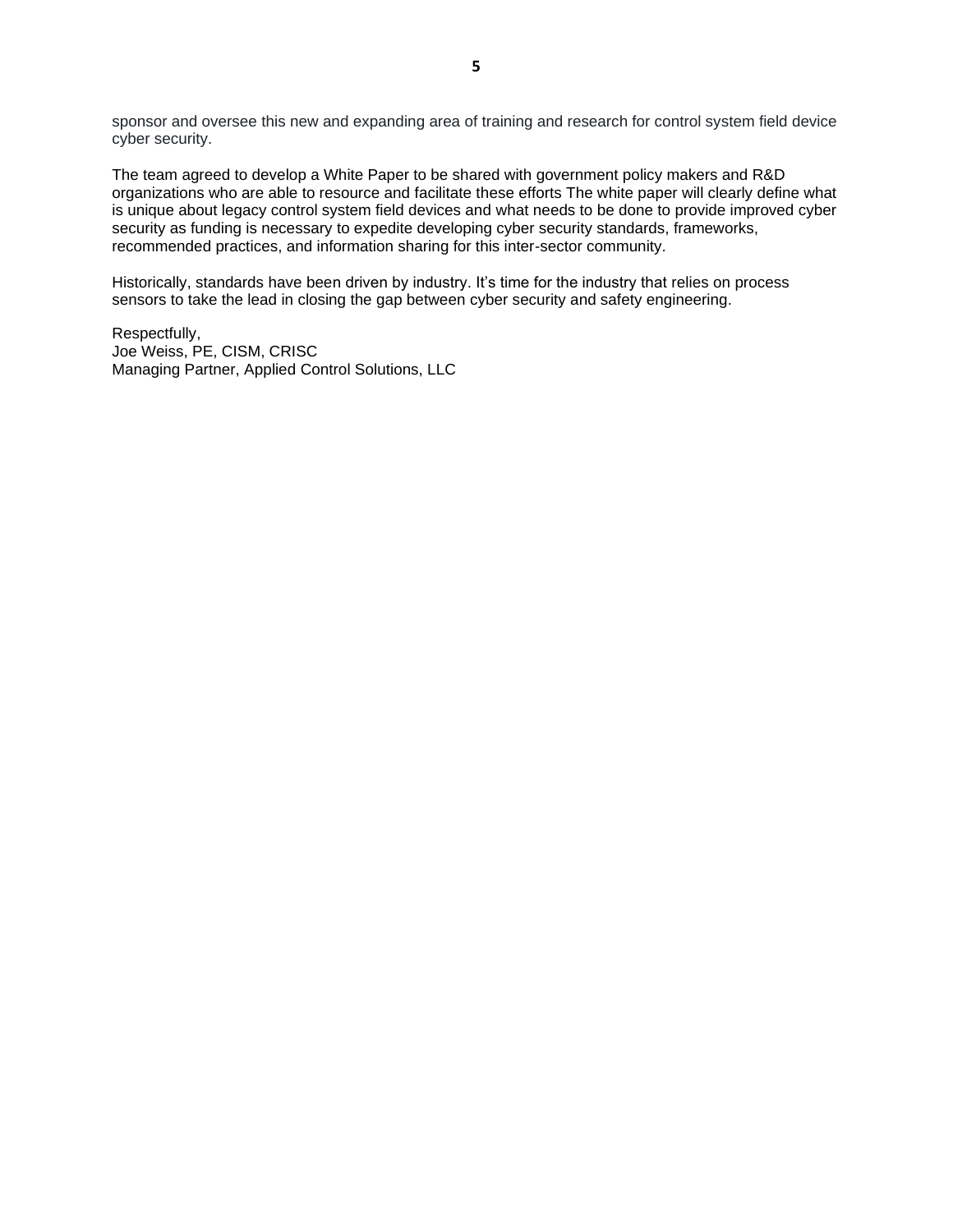sponsor and oversee this new and expanding area of training and research for control system field device cyber security.

The team agreed to develop a White Paper to be shared with government policy makers and R&D organizations who are able to resource and facilitate these efforts The white paper will clearly define what is unique about legacy control system field devices and what needs to be done to provide improved cyber security as funding is necessary to expedite developing cyber security standards, frameworks, recommended practices, and information sharing for this inter-sector community.

Historically, standards have been driven by industry. It's time for the industry that relies on process sensors to take the lead in closing the gap between cyber security and safety engineering.

Respectfully,
Joe Weiss, PE, CISM, CRISC
Managing Partner, Applied Control Solutions, LLC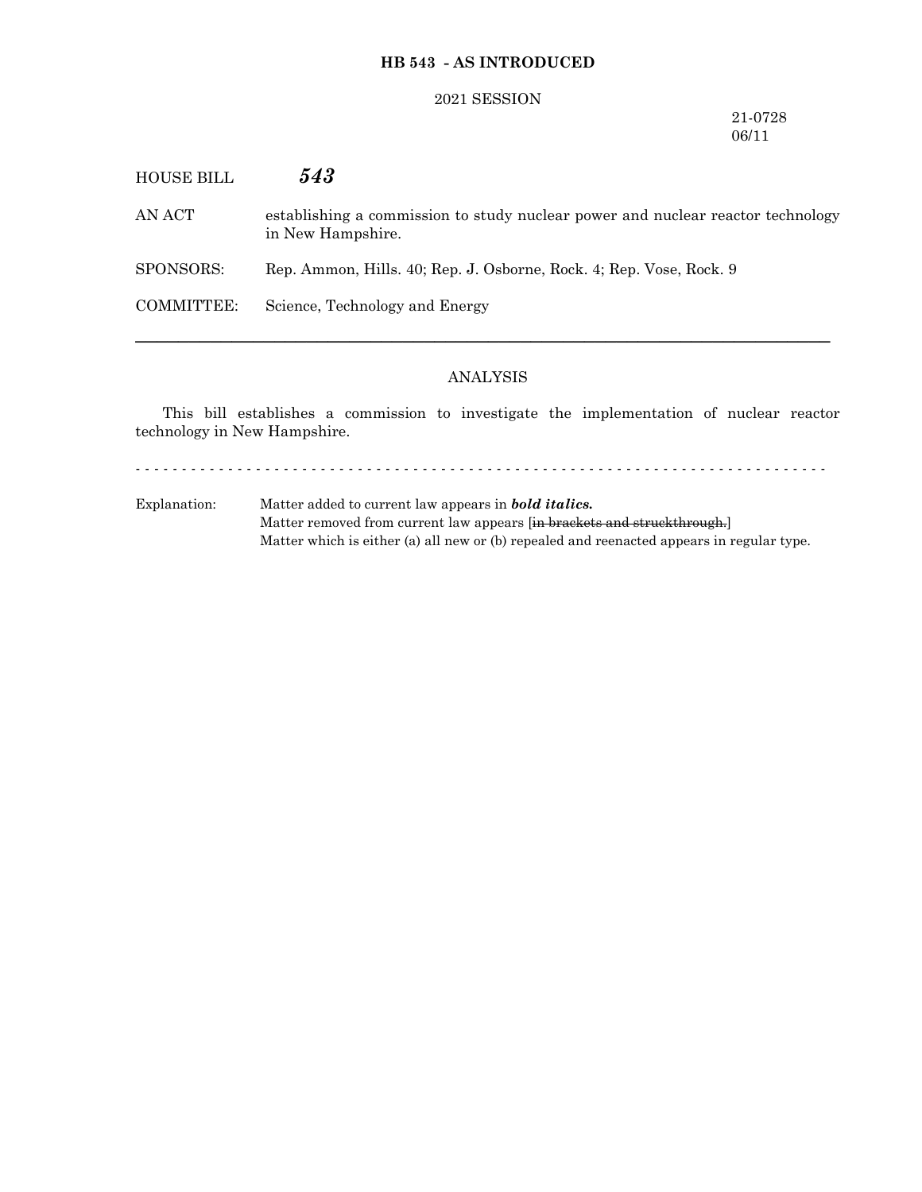**HB 543 - AS INTRODUCED**

2021 SESSION

21-0728
06/11

HOUSE BILL ***543***

AN ACT establishing a commission to study nuclear power and nuclear reactor technology in New Hampshire.

SPONSORS: Rep. Ammon, Hills. 40; Rep. J. Osborne, Rock. 4; Rep. Vose, Rock. 9

COMMITTEE: Science, Technology and Energy

---

ANALYSIS

This bill establishes a commission to investigate the implementation of nuclear reactor technology in New Hampshire.

- - - - - - - - - - - - - - - - - - - - - - - - - - - - - - - - - - - - - - - - - - - - - - - - - - - - - - - - - - - - - - - - - -

Explanation: Matter added to current law appears in ***bold italics.***
Matter removed from current law appears [~~in brackets and struckthrough.~~]
Matter which is either (a) all new or (b) repealed and reenacted appears in regular type.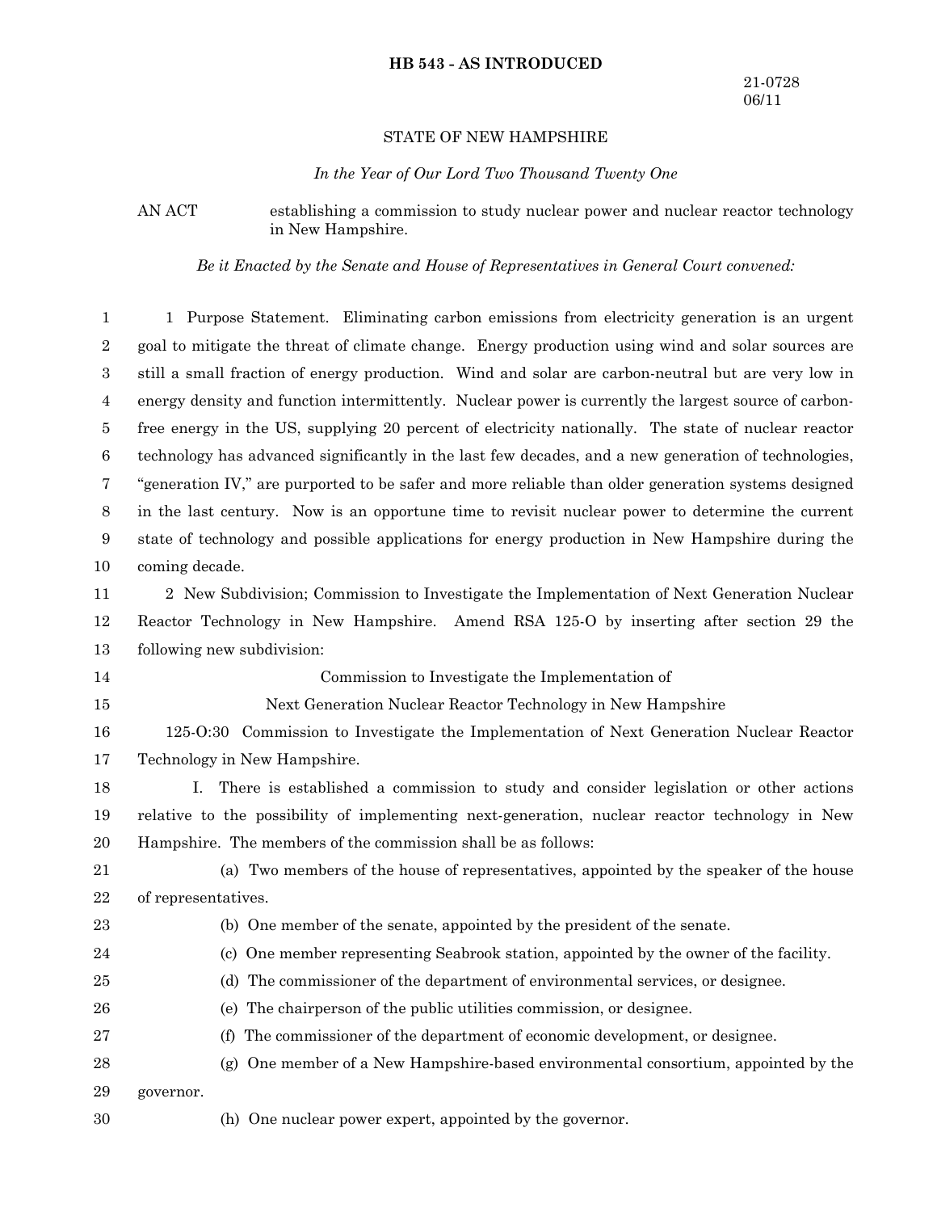**HB 543 - AS INTRODUCED**

21-0728
06/11

STATE OF NEW HAMPSHIRE

*In the Year of Our Lord Two Thousand Twenty One*

AN ACT establishing a commission to study nuclear power and nuclear reactor technology in New Hampshire.

*Be it Enacted by the Senate and House of Representatives in General Court convened:*

1 Purpose Statement. Eliminating carbon emissions from electricity generation is an urgent goal to mitigate the threat of climate change. Energy production using wind and solar sources are still a small fraction of energy production. Wind and solar are carbon-neutral but are very low in energy density and function intermittently. Nuclear power is currently the largest source of carbon-free energy in the US, supplying 20 percent of electricity nationally. The state of nuclear reactor technology has advanced significantly in the last few decades, and a new generation of technologies, "generation IV," are purported to be safer and more reliable than older generation systems designed in the last century. Now is an opportune time to revisit nuclear power to determine the current state of technology and possible applications for energy production in New Hampshire during the coming decade.

2 New Subdivision; Commission to Investigate the Implementation of Next Generation Nuclear Reactor Technology in New Hampshire. Amend RSA 125-O by inserting after section 29 the following new subdivision:

Commission to Investigate the Implementation of
Next Generation Nuclear Reactor Technology in New Hampshire

125-O:30 Commission to Investigate the Implementation of Next Generation Nuclear Reactor Technology in New Hampshire.

I. There is established a commission to study and consider legislation or other actions relative to the possibility of implementing next-generation, nuclear reactor technology in New Hampshire. The members of the commission shall be as follows:

(a) Two members of the house of representatives, appointed by the speaker of the house of representatives.

(b) One member of the senate, appointed by the president of the senate.

(c) One member representing Seabrook station, appointed by the owner of the facility.

(d) The commissioner of the department of environmental services, or designee.

(e) The chairperson of the public utilities commission, or designee.

(f) The commissioner of the department of economic development, or designee.

(g) One member of a New Hampshire-based environmental consortium, appointed by the governor.

(h) One nuclear power expert, appointed by the governor.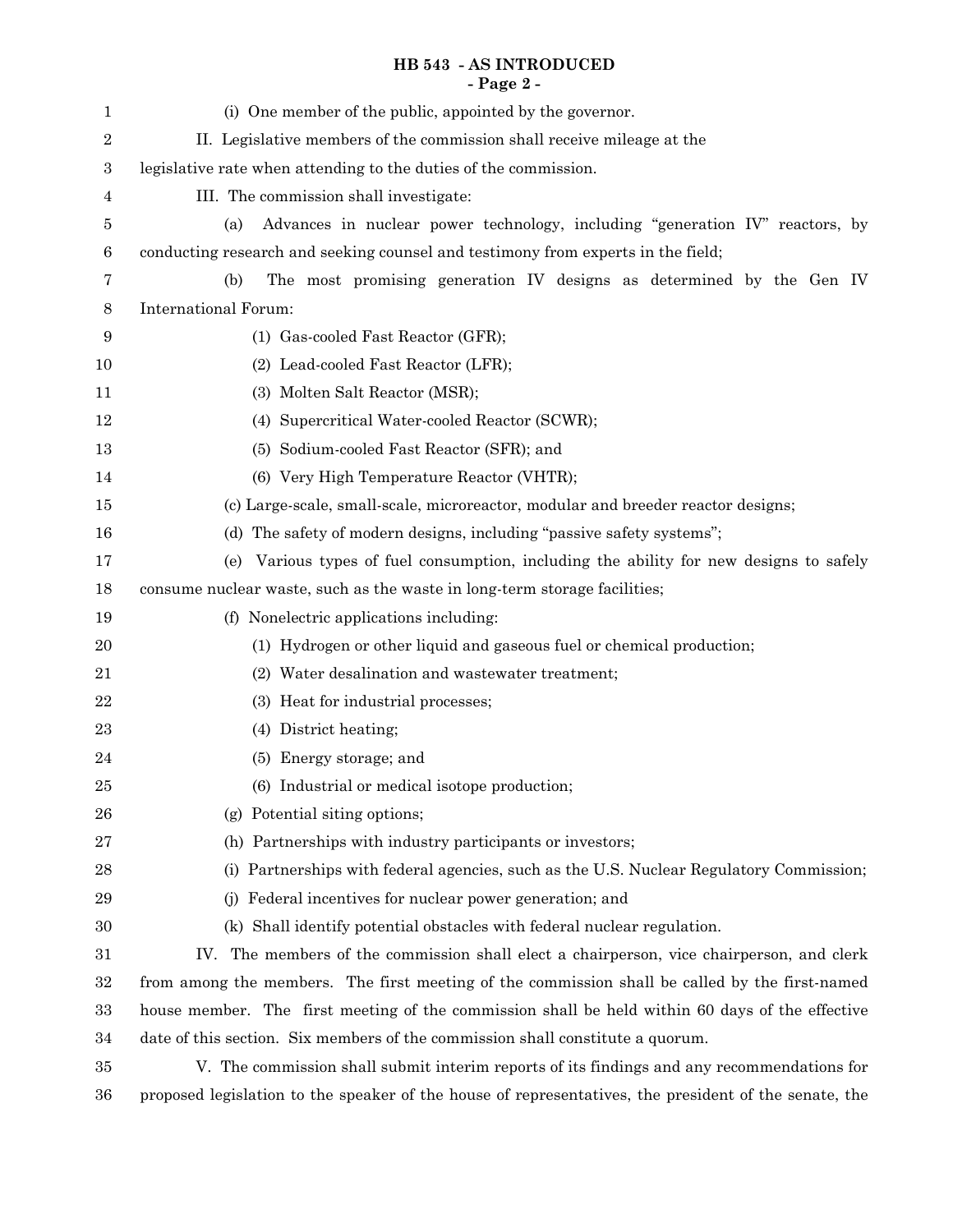(i) One member of the public, appointed by the governor.

II. Legislative members of the commission shall receive mileage at the legislative rate when attending to the duties of the commission.

III. The commission shall investigate:

(a) Advances in nuclear power technology, including "generation IV" reactors, by conducting research and seeking counsel and testimony from experts in the field;

(b) The most promising generation IV designs as determined by the Gen IV International Forum:

(1) Gas-cooled Fast Reactor (GFR);

(2) Lead-cooled Fast Reactor (LFR);

(3) Molten Salt Reactor (MSR);

(4) Supercritical Water-cooled Reactor (SCWR);

(5) Sodium-cooled Fast Reactor (SFR); and

(6) Very High Temperature Reactor (VHTR);

(c) Large-scale, small-scale, microreactor, modular and breeder reactor designs;

(d) The safety of modern designs, including "passive safety systems";

(e) Various types of fuel consumption, including the ability for new designs to safely consume nuclear waste, such as the waste in long-term storage facilities;

(f) Nonelectric applications including:

(1) Hydrogen or other liquid and gaseous fuel or chemical production;

(2) Water desalination and wastewater treatment;

(3) Heat for industrial processes;

(4) District heating;

(5) Energy storage; and

(6) Industrial or medical isotope production;

(g) Potential siting options;

(h) Partnerships with industry participants or investors;

(i) Partnerships with federal agencies, such as the U.S. Nuclear Regulatory Commission;

(j) Federal incentives for nuclear power generation; and

(k) Shall identify potential obstacles with federal nuclear regulation.

IV. The members of the commission shall elect a chairperson, vice chairperson, and clerk from among the members. The first meeting of the commission shall be called by the first-named house member. The first meeting of the commission shall be held within 60 days of the effective date of this section. Six members of the commission shall constitute a quorum.

V. The commission shall submit interim reports of its findings and any recommendations for proposed legislation to the speaker of the house of representatives, the president of the senate, the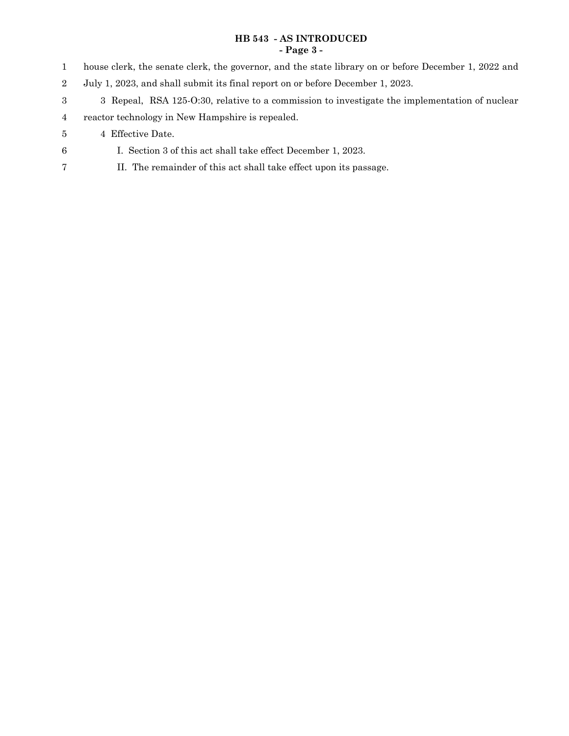house clerk, the senate clerk, the governor, and the state library on or before December 1, 2022 and July 1, 2023, and shall submit its final report on or before December 1, 2023.

3 Repeal, RSA 125-O:30, relative to a commission to investigate the implementation of nuclear reactor technology in New Hampshire is repealed.

4 Effective Date.

I. Section 3 of this act shall take effect December 1, 2023.

II. The remainder of this act shall take effect upon its passage.